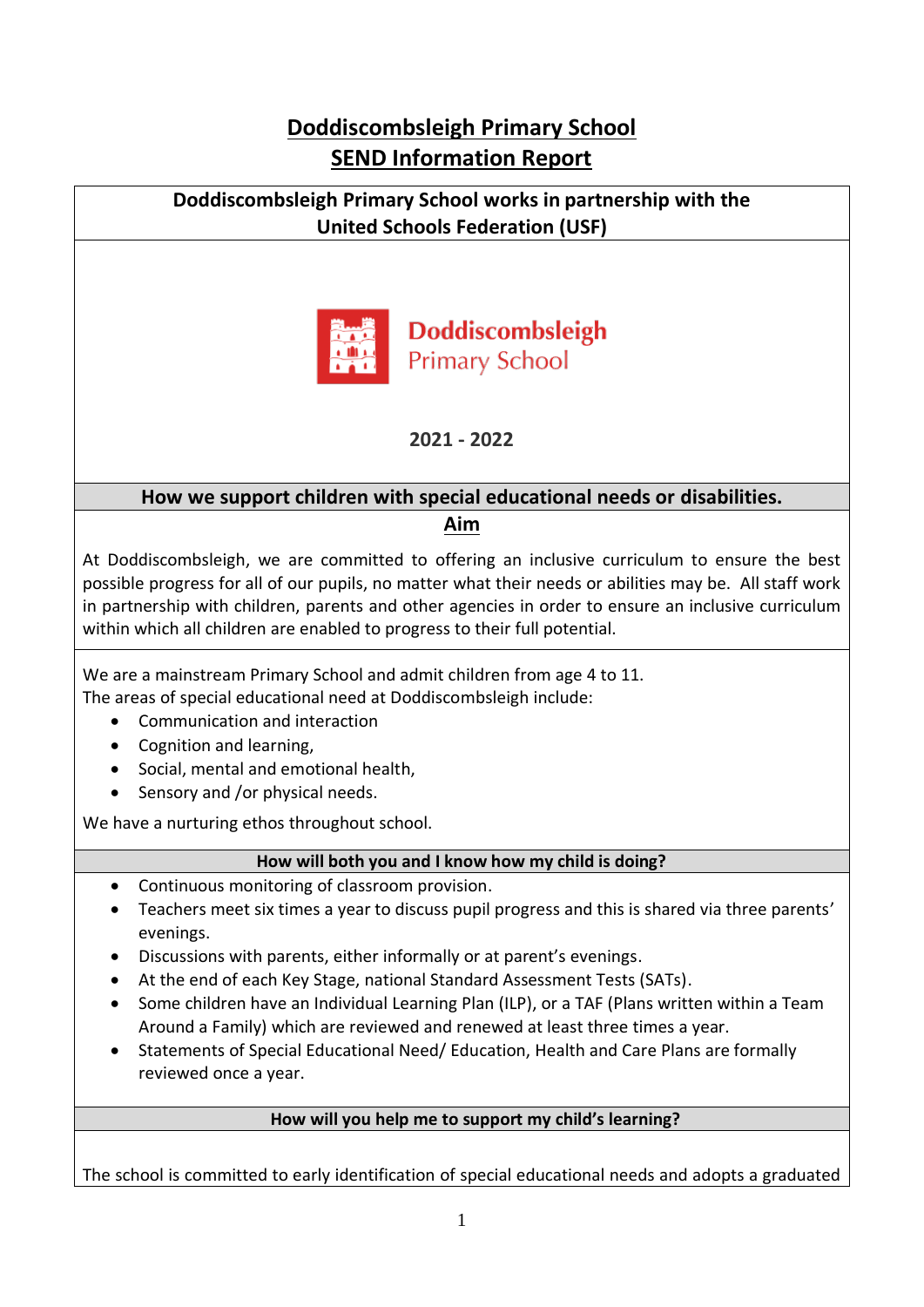# Doddiscombsleigh Primary School
# SEND Information Report

**Doddiscombsleigh Primary School works in partnership with the United Schools Federation (USF)**

Doddiscombsleigh
Primary School

**2021 - 2022**

## How we support children with special educational needs or disabilities.

### Aim

At Doddiscombsleigh, we are committed to offering an inclusive curriculum to ensure the best possible progress for all of our pupils, no matter what their needs or abilities may be. All staff work in partnership with children, parents and other agencies in order to ensure an inclusive curriculum within which all children are enabled to progress to their full potential.

We are a mainstream Primary School and admit children from age 4 to 11.
The areas of special educational need at Doddiscombsleigh include:

- Communication and interaction
- Cognition and learning,
- Social, mental and emotional health,
- Sensory and /or physical needs.

We have a nurturing ethos throughout school.

### How will both you and I know how my child is doing?

- Continuous monitoring of classroom provision.
- Teachers meet six times a year to discuss pupil progress and this is shared via three parents' evenings.
- Discussions with parents, either informally or at parent's evenings.
- At the end of each Key Stage, national Standard Assessment Tests (SATs).
- Some children have an Individual Learning Plan (ILP), or a TAF (Plans written within a Team Around a Family) which are reviewed and renewed at least three times a year.
- Statements of Special Educational Need/ Education, Health and Care Plans are formally reviewed once a year.

### How will you help me to support my child's learning?

The school is committed to early identification of special educational needs and adopts a graduated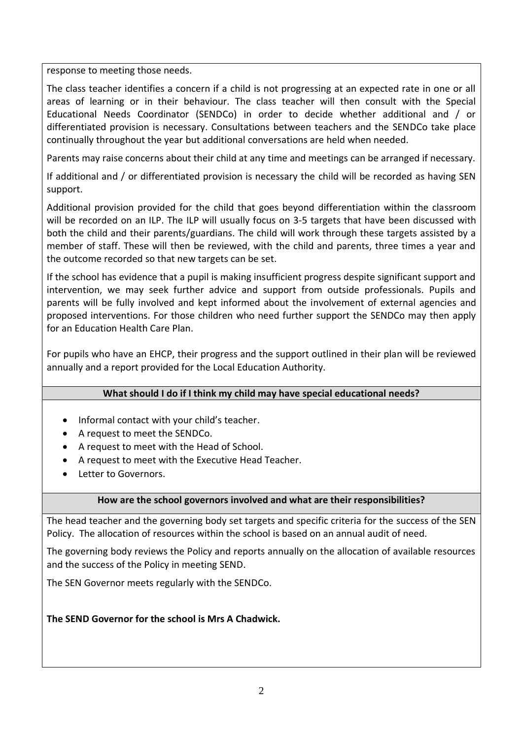response to meeting those needs.

The class teacher identifies a concern if a child is not progressing at an expected rate in one or all areas of learning or in their behaviour. The class teacher will then consult with the Special Educational Needs Coordinator (SENDCo) in order to decide whether additional and / or differentiated provision is necessary. Consultations between teachers and the SENDCo take place continually throughout the year but additional conversations are held when needed.

Parents may raise concerns about their child at any time and meetings can be arranged if necessary.

If additional and / or differentiated provision is necessary the child will be recorded as having SEN support.

Additional provision provided for the child that goes beyond differentiation within the classroom will be recorded on an ILP. The ILP will usually focus on 3-5 targets that have been discussed with both the child and their parents/guardians. The child will work through these targets assisted by a member of staff. These will then be reviewed, with the child and parents, three times a year and the outcome recorded so that new targets can be set.

If the school has evidence that a pupil is making insufficient progress despite significant support and intervention, we may seek further advice and support from outside professionals. Pupils and parents will be fully involved and kept informed about the involvement of external agencies and proposed interventions. For those children who need further support the SENDCo may then apply for an Education Health Care Plan.

For pupils who have an EHCP, their progress and the support outlined in their plan will be reviewed annually and a report provided for the Local Education Authority.

**What should I do if I think my child may have special educational needs?**

- Informal contact with your child's teacher.
- A request to meet the SENDCo.
- A request to meet with the Head of School.
- A request to meet with the Executive Head Teacher.
- Letter to Governors.

**How are the school governors involved and what are their responsibilities?**

The head teacher and the governing body set targets and specific criteria for the success of the SEN Policy. The allocation of resources within the school is based on an annual audit of need.

The governing body reviews the Policy and reports annually on the allocation of available resources and the success of the Policy in meeting SEND.

The SEN Governor meets regularly with the SENDCo.

**The SEND Governor for the school is Mrs A Chadwick.**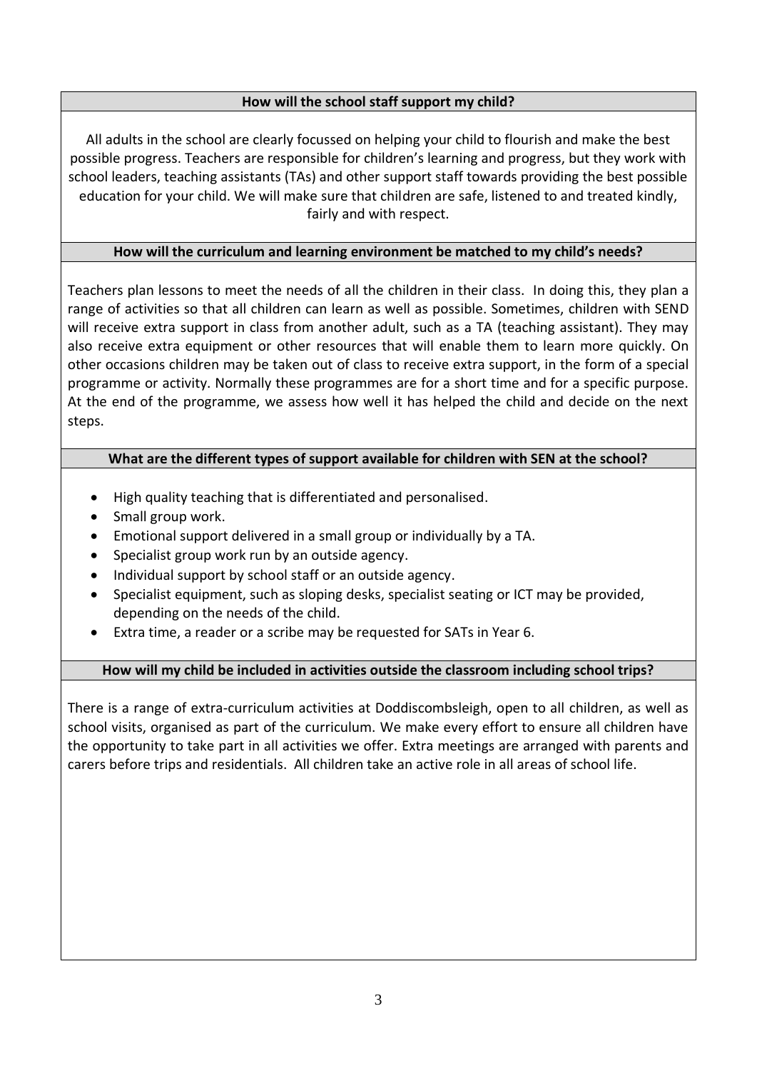### How will the school staff support my child?

All adults in the school are clearly focussed on helping your child to flourish and make the best possible progress. Teachers are responsible for children's learning and progress, but they work with school leaders, teaching assistants (TAs) and other support staff towards providing the best possible education for your child. We will make sure that children are safe, listened to and treated kindly, fairly and with respect.

### How will the curriculum and learning environment be matched to my child's needs?

Teachers plan lessons to meet the needs of all the children in their class. In doing this, they plan a range of activities so that all children can learn as well as possible. Sometimes, children with SEND will receive extra support in class from another adult, such as a TA (teaching assistant). They may also receive extra equipment or other resources that will enable them to learn more quickly. On other occasions children may be taken out of class to receive extra support, in the form of a special programme or activity. Normally these programmes are for a short time and for a specific purpose. At the end of the programme, we assess how well it has helped the child and decide on the next steps.

### What are the different types of support available for children with SEN at the school?

- High quality teaching that is differentiated and personalised.
- Small group work.
- Emotional support delivered in a small group or individually by a TA.
- Specialist group work run by an outside agency.
- Individual support by school staff or an outside agency.
- Specialist equipment, such as sloping desks, specialist seating or ICT may be provided, depending on the needs of the child.
- Extra time, a reader or a scribe may be requested for SATs in Year 6.

### How will my child be included in activities outside the classroom including school trips?

There is a range of extra-curriculum activities at Doddiscombsleigh, open to all children, as well as school visits, organised as part of the curriculum. We make every effort to ensure all children have the opportunity to take part in all activities we offer. Extra meetings are arranged with parents and carers before trips and residentials. All children take an active role in all areas of school life.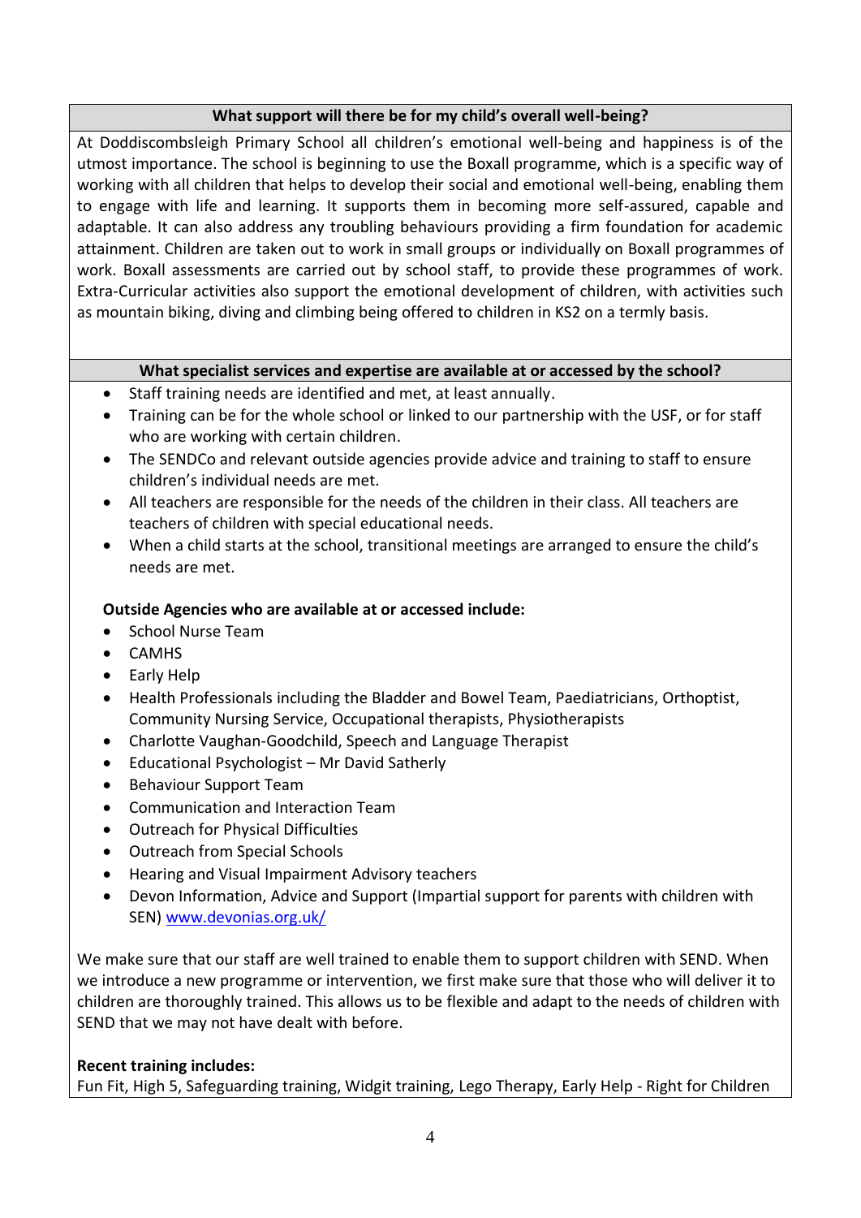## What support will there be for my child's overall well-being?

At Doddiscombsleigh Primary School all children's emotional well-being and happiness is of the utmost importance. The school is beginning to use the Boxall programme, which is a specific way of working with all children that helps to develop their social and emotional well-being, enabling them to engage with life and learning. It supports them in becoming more self-assured, capable and adaptable. It can also address any troubling behaviours providing a firm foundation for academic attainment. Children are taken out to work in small groups or individually on Boxall programmes of work. Boxall assessments are carried out by school staff, to provide these programmes of work. Extra-Curricular activities also support the emotional development of children, with activities such as mountain biking, diving and climbing being offered to children in KS2 on a termly basis.

## What specialist services and expertise are available at or accessed by the school?

- Staff training needs are identified and met, at least annually.
- Training can be for the whole school or linked to our partnership with the USF, or for staff who are working with certain children.
- The SENDCo and relevant outside agencies provide advice and training to staff to ensure children's individual needs are met.
- All teachers are responsible for the needs of the children in their class. All teachers are teachers of children with special educational needs.
- When a child starts at the school, transitional meetings are arranged to ensure the child's needs are met.

**Outside Agencies who are available at or accessed include:**

- School Nurse Team
- CAMHS
- Early Help
- Health Professionals including the Bladder and Bowel Team, Paediatricians, Orthoptist, Community Nursing Service, Occupational therapists, Physiotherapists
- Charlotte Vaughan-Goodchild, Speech and Language Therapist
- Educational Psychologist – Mr David Satherly
- Behaviour Support Team
- Communication and Interaction Team
- Outreach for Physical Difficulties
- Outreach from Special Schools
- Hearing and Visual Impairment Advisory teachers
- Devon Information, Advice and Support (Impartial support for parents with children with SEN) [www.devonias.org.uk/](http://www.devonias.org.uk/)

We make sure that our staff are well trained to enable them to support children with SEND. When we introduce a new programme or intervention, we first make sure that those who will deliver it to children are thoroughly trained. This allows us to be flexible and adapt to the needs of children with SEND that we may not have dealt with before.

**Recent training includes:**

Fun Fit, High 5, Safeguarding training, Widgit training, Lego Therapy, Early Help - Right for Children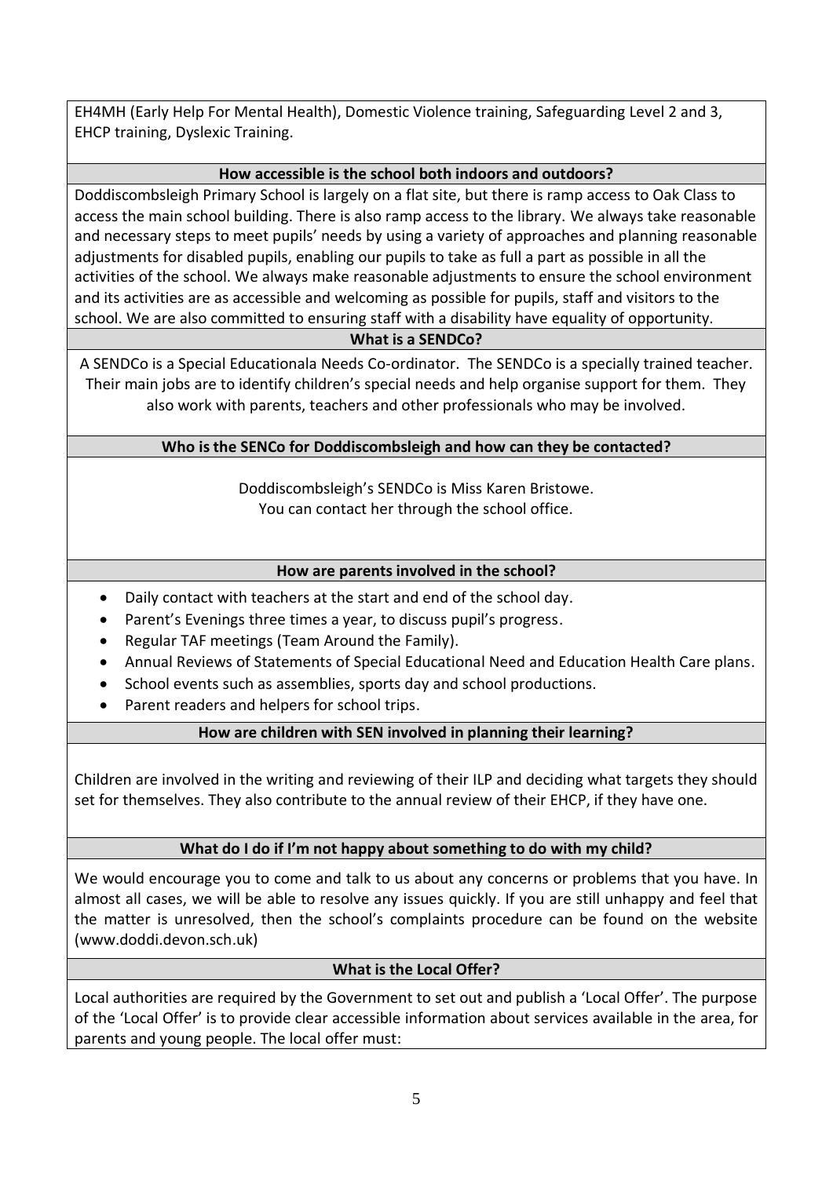EH4MH (Early Help For Mental Health), Domestic Violence training, Safeguarding Level 2 and 3, EHCP training, Dyslexic Training.

### How accessible is the school both indoors and outdoors?

Doddiscombsleigh Primary School is largely on a flat site, but there is ramp access to Oak Class to access the main school building. There is also ramp access to the library. We always take reasonable and necessary steps to meet pupils' needs by using a variety of approaches and planning reasonable adjustments for disabled pupils, enabling our pupils to take as full a part as possible in all the activities of the school. We always make reasonable adjustments to ensure the school environment and its activities are as accessible and welcoming as possible for pupils, staff and visitors to the school. We are also committed to ensuring staff with a disability have equality of opportunity.

### What is a SENDCo?

A SENDCo is a Special Educationala Needs Co-ordinator. The SENDCo is a specially trained teacher. Their main jobs are to identify children's special needs and help organise support for them. They also work with parents, teachers and other professionals who may be involved.

### Who is the SENCo for Doddiscombsleigh and how can they be contacted?

Doddiscombsleigh's SENDCo is Miss Karen Bristowe.
You can contact her through the school office.

### How are parents involved in the school?

- Daily contact with teachers at the start and end of the school day.
- Parent's Evenings three times a year, to discuss pupil's progress.
- Regular TAF meetings (Team Around the Family).
- Annual Reviews of Statements of Special Educational Need and Education Health Care plans.
- School events such as assemblies, sports day and school productions.
- Parent readers and helpers for school trips.

### How are children with SEN involved in planning their learning?

Children are involved in the writing and reviewing of their ILP and deciding what targets they should set for themselves. They also contribute to the annual review of their EHCP, if they have one.

### What do I do if I'm not happy about something to do with my child?

We would encourage you to come and talk to us about any concerns or problems that you have. In almost all cases, we will be able to resolve any issues quickly. If you are still unhappy and feel that the matter is unresolved, then the school's complaints procedure can be found on the website (www.doddi.devon.sch.uk)

### What is the Local Offer?

Local authorities are required by the Government to set out and publish a 'Local Offer'. The purpose of the 'Local Offer' is to provide clear accessible information about services available in the area, for parents and young people. The local offer must: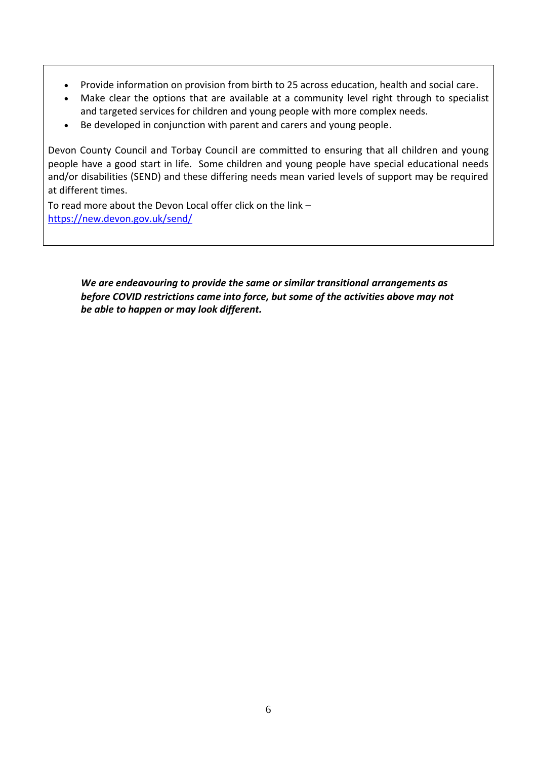- Provide information on provision from birth to 25 across education, health and social care.
- Make clear the options that are available at a community level right through to specialist and targeted services for children and young people with more complex needs.
- Be developed in conjunction with parent and carers and young people.

Devon County Council and Torbay Council are committed to ensuring that all children and young people have a good start in life. Some children and young people have special educational needs and/or disabilities (SEND) and these differing needs mean varied levels of support may be required at different times.

To read more about the Devon Local offer click on the link – [https://new.devon.gov.uk/send/](https://new.devon.gov.uk/send/)

***We are endeavouring to provide the same or similar transitional arrangements as before COVID restrictions came into force, but some of the activities above may not be able to happen or may look different.***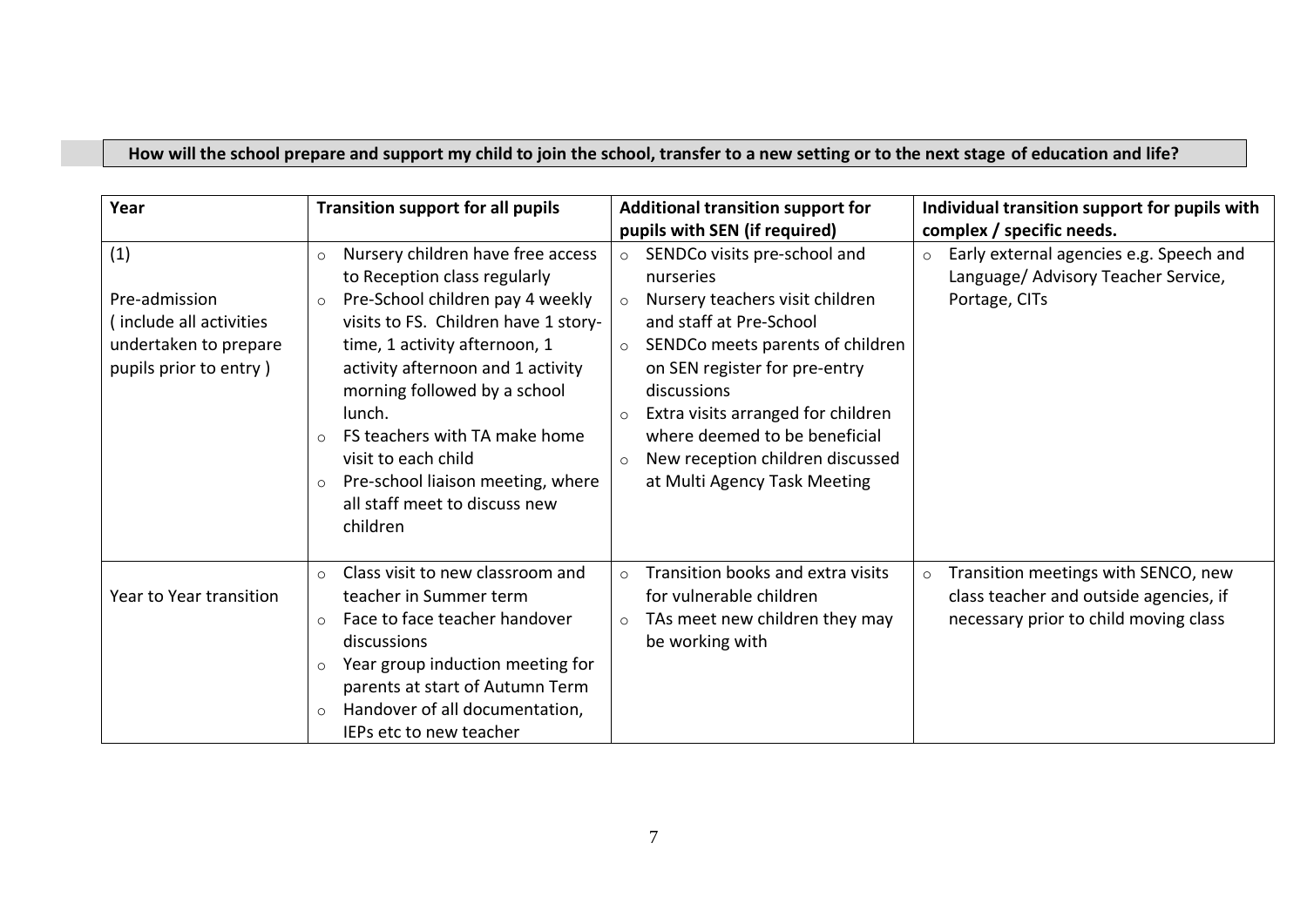**How will the school prepare and support my child to join the school, transfer to a new setting or to the next stage of education and life?**

| Year | Transition support for all pupils | Additional transition support for pupils with SEN (if required) | Individual transition support for pupils with complex / specific needs. |
|---|---|---|---|
| (1)<br><br>Pre-admission<br>( include all activities undertaken to prepare pupils prior to entry ) | ○ Nursery children have free access to Reception class regularly<br>○ Pre-School children pay 4 weekly visits to FS. Children have 1 story-time, 1 activity afternoon, 1 activity afternoon and 1 activity morning followed by a school lunch.<br>○ FS teachers with TA make home visit to each child<br>○ Pre-school liaison meeting, where all staff meet to discuss new children | ○ SENDCo visits pre-school and nurseries<br>○ Nursery teachers visit children and staff at Pre-School<br>○ SENDCo meets parents of children on SEN register for pre-entry discussions<br>○ Extra visits arranged for children where deemed to be beneficial<br>○ New reception children discussed at Multi Agency Task Meeting | ○ Early external agencies e.g. Speech and Language/ Advisory Teacher Service, Portage, CITs |
| Year to Year transition | ○ Class visit to new classroom and teacher in Summer term<br>○ Face to face teacher handover discussions<br>○ Year group induction meeting for parents at start of Autumn Term<br>○ Handover of all documentation, IEPs etc to new teacher | ○ Transition books and extra visits for vulnerable children<br>○ TAs meet new children they may be working with | ○ Transition meetings with SENCO, new class teacher and outside agencies, if necessary prior to child moving class |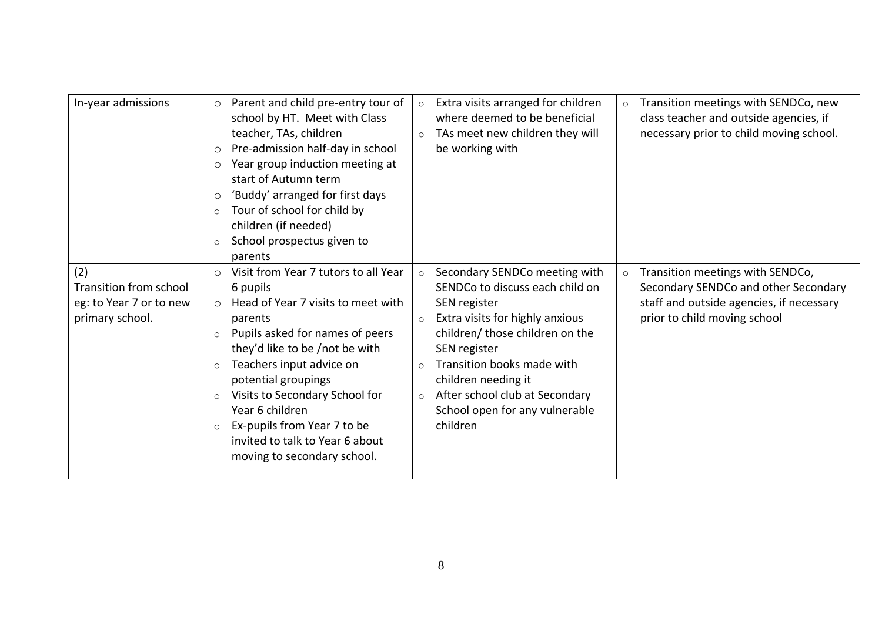| | | | |
|---|---|---|---|
| In-year admissions | ○ Parent and child pre-entry tour of school by HT. Meet with Class teacher, TAs, children<br>○ Pre-admission half-day in school<br>○ Year group induction meeting at start of Autumn term<br>○ 'Buddy' arranged for first days<br>○ Tour of school for child by children (if needed)<br>○ School prospectus given to parents | ○ Extra visits arranged for children where deemed to be beneficial<br>○ TAs meet new children they will be working with | ○ Transition meetings with SENDCo, new class teacher and outside agencies, if necessary prior to child moving school. |
| (2)<br>Transition from school eg: to Year 7 or to new primary school. | ○ Visit from Year 7 tutors to all Year 6 pupils<br>○ Head of Year 7 visits to meet with parents<br>○ Pupils asked for names of peers they'd like to be /not be with<br>○ Teachers input advice on potential groupings<br>○ Visits to Secondary School for Year 6 children<br>○ Ex-pupils from Year 7 to be invited to talk to Year 6 about moving to secondary school. | ○ Secondary SENDCo meeting with SENDCo to discuss each child on SEN register<br>○ Extra visits for highly anxious children/ those children on the SEN register<br>○ Transition books made with children needing it<br>○ After school club at Secondary School open for any vulnerable children | ○ Transition meetings with SENDCo, Secondary SENDCo and other Secondary staff and outside agencies, if necessary prior to child moving school |